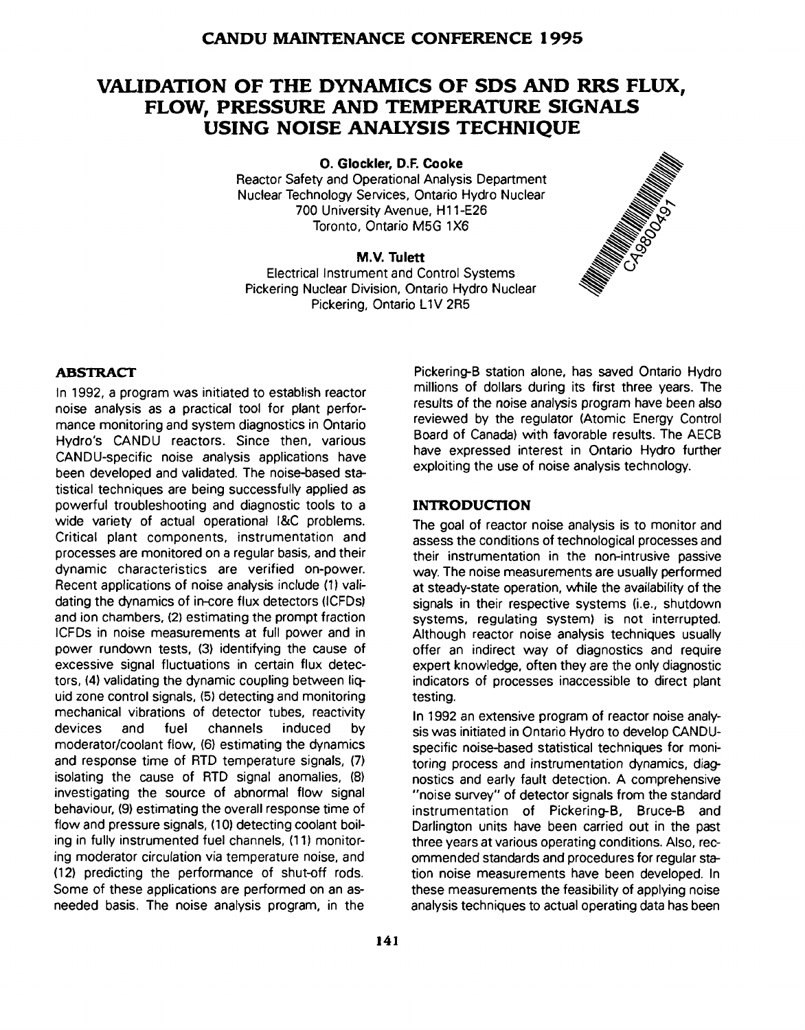CANDU MAINTENANCE CONFERENCE 1995

# VALIDATION OF THE DYNAMICS OF SDS AND RRS FLUX, FLOW, PRESSURE AND TEMPERATURE SIGNALS USING NOISE ANALYSIS TECHNIQUE

**O. Glockler, D.F. Cooke**
Reactor Safety and Operational Analysis Department
Nuclear Technology Services, Ontario Hydro Nuclear
700 University Avenue, H11-E26
Toronto, Ontario M5G 1X6

**M.V. Tulett**
Electrical Instrument and Control Systems
Pickering Nuclear Division, Ontario Hydro Nuclear
Pickering, Ontario L1V 2R5

CA9800491

## ABSTRACT

In 1992, a program was initiated to establish reactor noise analysis as a practical tool for plant performance monitoring and system diagnostics in Ontario Hydro's CANDU reactors. Since then, various CANDU-specific noise analysis applications have been developed and validated. The noise-based statistical techniques are being successfully applied as powerful troubleshooting and diagnostic tools to a wide variety of actual operational I&C problems. Critical plant components, instrumentation and processes are monitored on a regular basis, and their dynamic characteristics are verified on-power. Recent applications of noise analysis include (1) validating the dynamics of in-core flux detectors (ICFDs) and ion chambers, (2) estimating the prompt fraction ICFDs in noise measurements at full power and in power rundown tests, (3) identifying the cause of excessive signal fluctuations in certain flux detectors, (4) validating the dynamic coupling between liquid zone control signals, (5) detecting and monitoring mechanical vibrations of detector tubes, reactivity devices and fuel channels induced by moderator/coolant flow, (6) estimating the dynamics and response time of RTD temperature signals, (7) isolating the cause of RTD signal anomalies, (8) investigating the source of abnormal flow signal behaviour, (9) estimating the overall response time of flow and pressure signals, (10) detecting coolant boiling in fully instrumented fuel channels, (11) monitoring moderator circulation via temperature noise, and (12) predicting the performance of shut-off rods. Some of these applications are performed on an as-needed basis. The noise analysis program, in the Pickering-B station alone, has saved Ontario Hydro millions of dollars during its first three years. The results of the noise analysis program have been also reviewed by the regulator (Atomic Energy Control Board of Canada) with favorable results. The AECB have expressed interest in Ontario Hydro further exploiting the use of noise analysis technology.

## INTRODUCTION

The goal of reactor noise analysis is to monitor and assess the conditions of technological processes and their instrumentation in the non-intrusive passive way. The noise measurements are usually performed at steady-state operation, while the availability of the signals in their respective systems (i.e., shutdown systems, regulating system) is not interrupted. Although reactor noise analysis techniques usually offer an indirect way of diagnostics and require expert knowledge, often they are the only diagnostic indicators of processes inaccessible to direct plant testing.

In 1992 an extensive program of reactor noise analysis was initiated in Ontario Hydro to develop CANDU-specific noise-based statistical techniques for monitoring process and instrumentation dynamics, diagnostics and early fault detection. A comprehensive "noise survey" of detector signals from the standard instrumentation of Pickering-B, Bruce-B and Darlington units have been carried out in the past three years at various operating conditions. Also, recommended standards and procedures for regular station noise measurements have been developed. In these measurements the feasibility of applying noise analysis techniques to actual operating data has been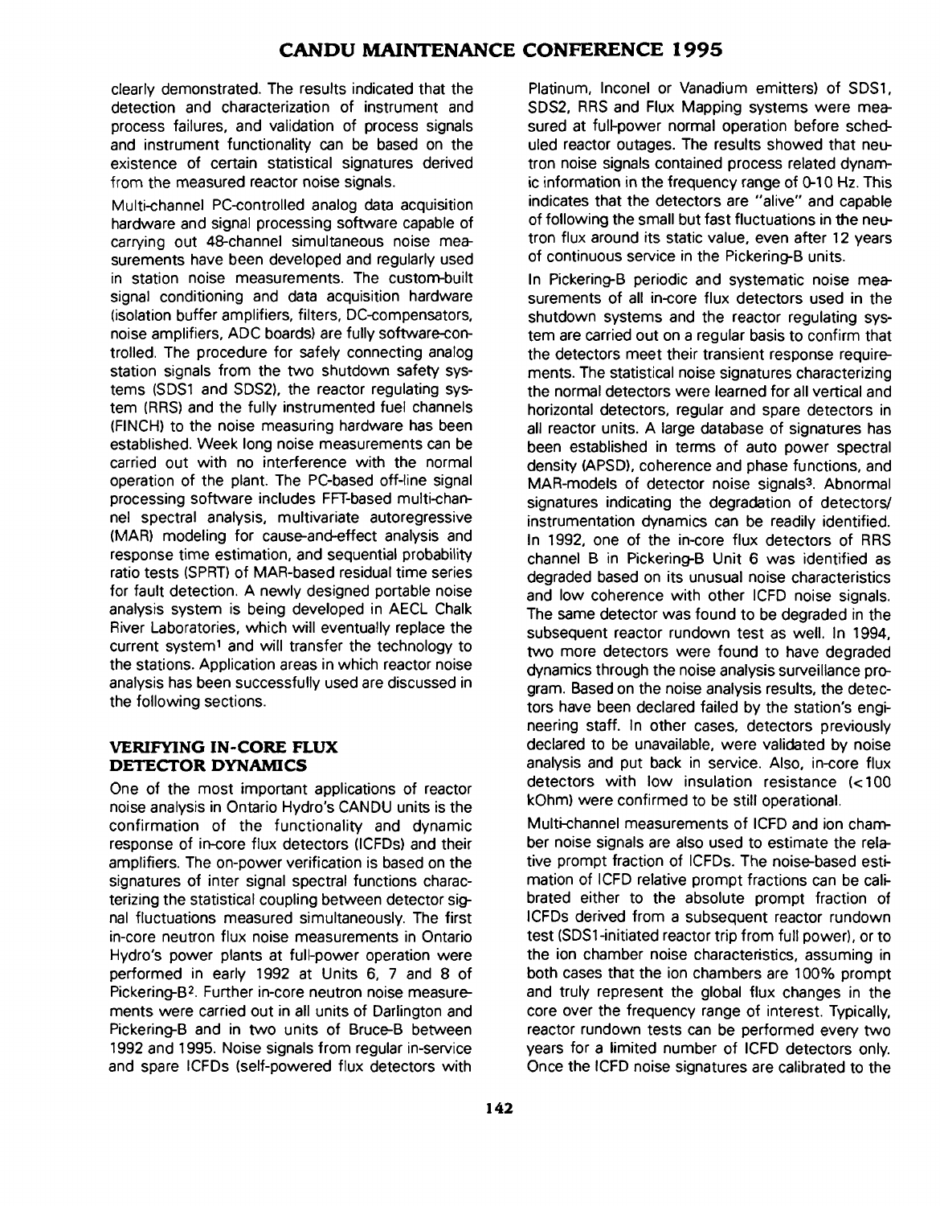clearly demonstrated. The results indicated that the detection and characterization of instrument and process failures, and validation of process signals and instrument functionality can be based on the existence of certain statistical signatures derived from the measured reactor noise signals.

Multi-channel PC-controlled analog data acquisition hardware and signal processing software capable of carrying out 48-channel simultaneous noise measurements have been developed and regularly used in station noise measurements. The custom-built signal conditioning and data acquisition hardware (isolation buffer amplifiers, filters, DC-compensators, noise amplifiers, ADC boards) are fully software-controlled. The procedure for safely connecting analog station signals from the two shutdown safety systems (SDS1 and SDS2), the reactor regulating system (RRS) and the fully instrumented fuel channels (FINCH) to the noise measuring hardware has been established. Week long noise measurements can be carried out with no interference with the normal operation of the plant. The PC-based off-line signal processing software includes FFT-based multi-channel spectral analysis, multivariate autoregressive (MAR) modeling for cause-and-effect analysis and response time estimation, and sequential probability ratio tests (SPRT) of MAR-based residual time series for fault detection. A newly designed portable noise analysis system is being developed in AECL Chalk River Laboratories, which will eventually replace the current system[1] and will transfer the technology to the stations. Application areas in which reactor noise analysis has been successfully used are discussed in the following sections.

## VERIFYING IN-CORE FLUX DETECTOR DYNAMICS

One of the most important applications of reactor noise analysis in Ontario Hydro's CANDU units is the confirmation of the functionality and dynamic response of in-core flux detectors (ICFDs) and their amplifiers. The on-power verification is based on the signatures of inter signal spectral functions characterizing the statistical coupling between detector signal fluctuations measured simultaneously. The first in-core neutron flux noise measurements in Ontario Hydro's power plants at full-power operation were performed in early 1992 at Units 6, 7 and 8 of Pickering-B[2]. Further in-core neutron noise measurements were carried out in all units of Darlington and Pickering-B and in two units of Bruce-B between 1992 and 1995. Noise signals from regular in-service and spare ICFDs (self-powered flux detectors with Platinum, Inconel or Vanadium emitters) of SDS1, SDS2, RRS and Flux Mapping systems were measured at full-power normal operation before scheduled reactor outages. The results showed that neutron noise signals contained process related dynamic information in the frequency range of 0-10 Hz. This indicates that the detectors are "alive" and capable of following the small but fast fluctuations in the neutron flux around its static value, even after 12 years of continuous service in the Pickering-B units.

In Pickering-B periodic and systematic noise measurements of all in-core flux detectors used in the shutdown systems and the reactor regulating system are carried out on a regular basis to confirm that the detectors meet their transient response requirements. The statistical noise signatures characterizing the normal detectors were learned for all vertical and horizontal detectors, regular and spare detectors in all reactor units. A large database of signatures has been established in terms of auto power spectral density (APSD), coherence and phase functions, and MAR-models of detector noise signals[3]. Abnormal signatures indicating the degradation of detectors/instrumentation dynamics can be readily identified. In 1992, one of the in-core flux detectors of RRS channel B in Pickering-B Unit 6 was identified as degraded based on its unusual noise characteristics and low coherence with other ICFD noise signals. The same detector was found to be degraded in the subsequent reactor rundown test as well. In 1994, two more detectors were found to have degraded dynamics through the noise analysis surveillance program. Based on the noise analysis results, the detectors have been declared failed by the station's engineering staff. In other cases, detectors previously declared to be unavailable, were validated by noise analysis and put back in service. Also, in-core flux detectors with low insulation resistance (<100 kOhm) were confirmed to be still operational.

Multi-channel measurements of ICFD and ion chamber noise signals are also used to estimate the relative prompt fraction of ICFDs. The noise-based estimation of ICFD relative prompt fractions can be calibrated either to the absolute prompt fraction of ICFDs derived from a subsequent reactor rundown test (SDS1-initiated reactor trip from full power), or to the ion chamber noise characteristics, assuming in both cases that the ion chambers are 100% prompt and truly represent the global flux changes in the core over the frequency range of interest. Typically, reactor rundown tests can be performed every two years for a limited number of ICFD detectors only. Once the ICFD noise signatures are calibrated to the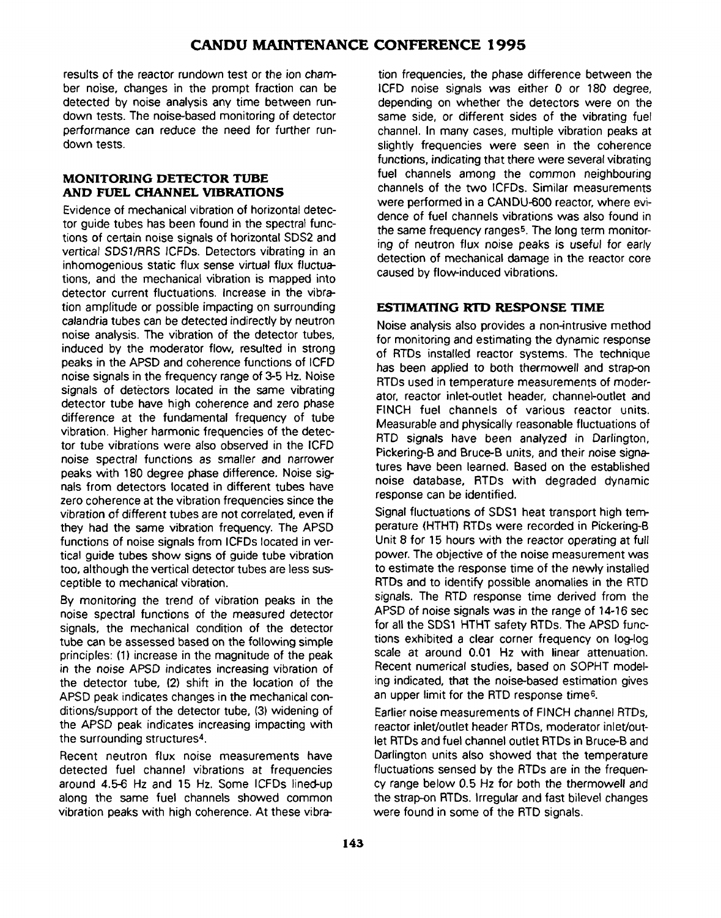results of the reactor rundown test or the ion chamber noise, changes in the prompt fraction can be detected by noise analysis any time between rundown tests. The noise-based monitoring of detector performance can reduce the need for further rundown tests.

## MONITORING DETECTOR TUBE AND FUEL CHANNEL VIBRATIONS

Evidence of mechanical vibration of horizontal detector guide tubes has been found in the spectral functions of certain noise signals of horizontal SDS2 and vertical SDS1/RRS ICFDs. Detectors vibrating in an inhomogenious static flux sense virtual flux fluctuations, and the mechanical vibration is mapped into detector current fluctuations. Increase in the vibration amplitude or possible impacting on surrounding calandria tubes can be detected indirectly by neutron noise analysis. The vibration of the detector tubes, induced by the moderator flow, resulted in strong peaks in the APSD and coherence functions of ICFD noise signals in the frequency range of 3-5 Hz. Noise signals of detectors located in the same vibrating detector tube have high coherence and zero phase difference at the fundamental frequency of tube vibration. Higher harmonic frequencies of the detector tube vibrations were also observed in the ICFD noise spectral functions as smaller and narrower peaks with 180 degree phase difference. Noise signals from detectors located in different tubes have zero coherence at the vibration frequencies since the vibration of different tubes are not correlated, even if they had the same vibration frequency. The APSD functions of noise signals from ICFDs located in vertical guide tubes show signs of guide tube vibration too, although the vertical detector tubes are less susceptible to mechanical vibration.

By monitoring the trend of vibration peaks in the noise spectral functions of the measured detector signals, the mechanical condition of the detector tube can be assessed based on the following simple principles: (1) increase in the magnitude of the peak in the noise APSD indicates increasing vibration of the detector tube, (2) shift in the location of the APSD peak indicates changes in the mechanical conditions/support of the detector tube, (3) widening of the APSD peak indicates increasing impacting with the surrounding structures[4].

Recent neutron flux noise measurements have detected fuel channel vibrations at frequencies around 4.5-6 Hz and 15 Hz. Some ICFDs lined-up along the same fuel channels showed common vibration peaks with high coherence. At these vibration frequencies, the phase difference between the ICFD noise signals was either 0 or 180 degree, depending on whether the detectors were on the same side, or different sides of the vibrating fuel channel. In many cases, multiple vibration peaks at slightly frequencies were seen in the coherence functions, indicating that there were several vibrating fuel channels among the common neighbouring channels of the two ICFDs. Similar measurements were performed in a CANDU-600 reactor, where evidence of fuel channels vibrations was also found in the same frequency ranges[5]. The long term monitoring of neutron flux noise peaks is useful for early detection of mechanical damage in the reactor core caused by flow-induced vibrations.

## ESTIMATING RTD RESPONSE TIME

Noise analysis also provides a non-intrusive method for monitoring and estimating the dynamic response of RTDs installed reactor systems. The technique has been applied to both thermowell and strap-on RTDs used in temperature measurements of moderator, reactor inlet-outlet header, channel-outlet and FINCH fuel channels of various reactor units. Measurable and physically reasonable fluctuations of RTD signals have been analyzed in Darlington, Pickering-B and Bruce-B units, and their noise signatures have been learned. Based on the established noise database, RTDs with degraded dynamic response can be identified.

Signal fluctuations of SDS1 heat transport high temperature (HTHT) RTDs were recorded in Pickering-B Unit 8 for 15 hours with the reactor operating at full power. The objective of the noise measurement was to estimate the response time of the newly installed RTDs and to identify possible anomalies in the RTD signals. The RTD response time derived from the APSD of noise signals was in the range of 14-16 sec for all the SDS1 HTHT safety RTDs. The APSD functions exhibited a clear corner frequency on log-log scale at around 0.01 Hz with linear attenuation. Recent numerical studies, based on SOPHT modeling indicated, that the noise-based estimation gives an upper limit for the RTD response time[6].

Earlier noise measurements of FINCH channel RTDs, reactor inlet/outlet header RTDs, moderator inlet/outlet RTDs and fuel channel outlet RTDs in Bruce-B and Darlington units also showed that the temperature fluctuations sensed by the RTDs are in the frequency range below 0.5 Hz for both the thermowell and the strap-on RTDs. Irregular and fast bilevel changes were found in some of the RTD signals.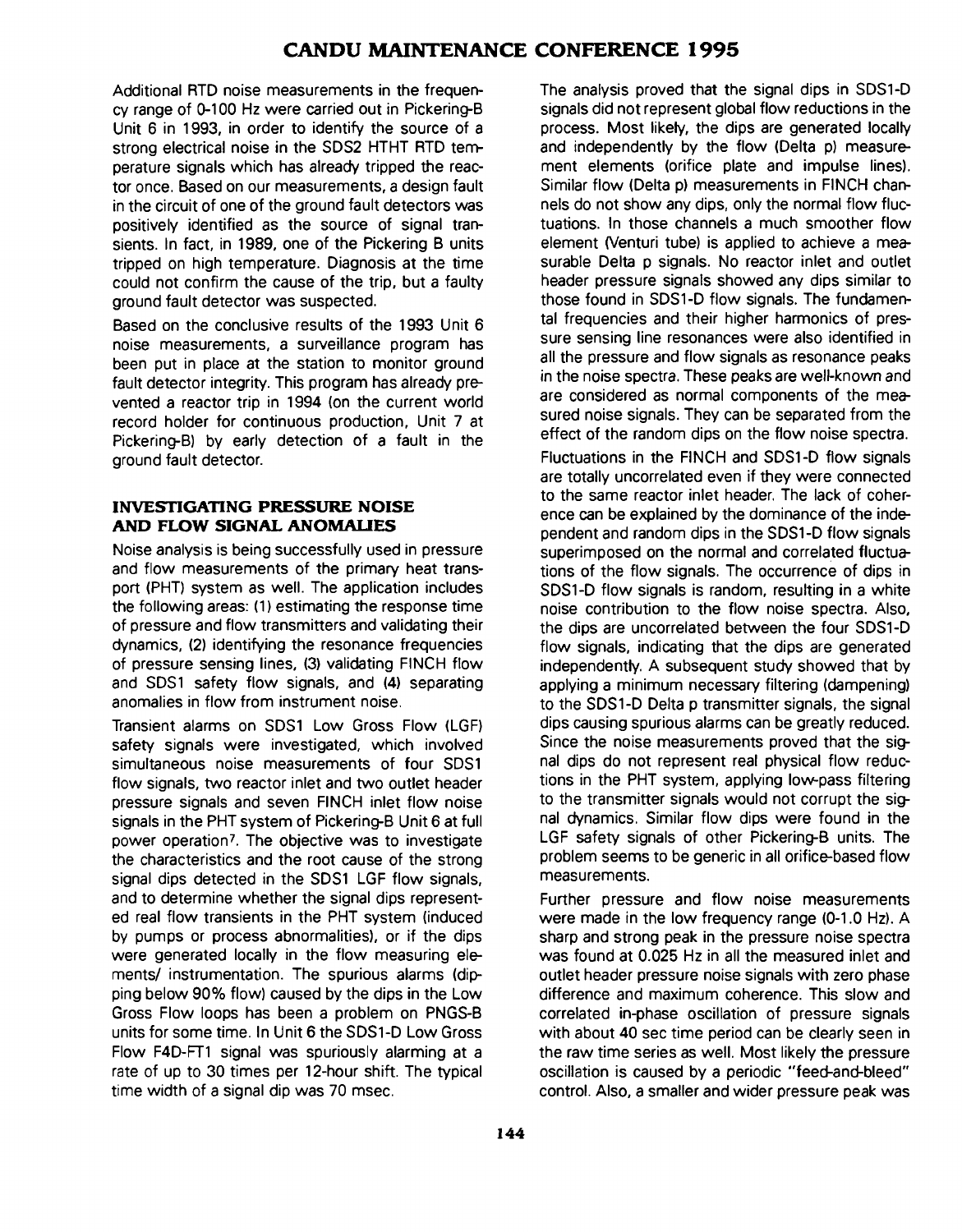Additional RTD noise measurements in the frequency range of 0-100 Hz were carried out in Pickering-B Unit 6 in 1993, in order to identify the source of a strong electrical noise in the SDS2 HTHT RTD temperature signals which has already tripped the reactor once. Based on our measurements, a design fault in the circuit of one of the ground fault detectors was positively identified as the source of signal transients. In fact, in 1989, one of the Pickering B units tripped on high temperature. Diagnosis at the time could not confirm the cause of the trip, but a faulty ground fault detector was suspected.

Based on the conclusive results of the 1993 Unit 6 noise measurements, a surveillance program has been put in place at the station to monitor ground fault detector integrity. This program has already prevented a reactor trip in 1994 (on the current world record holder for continuous production, Unit 7 at Pickering-B) by early detection of a fault in the ground fault detector.

## INVESTIGATING PRESSURE NOISE AND FLOW SIGNAL ANOMALIES

Noise analysis is being successfully used in pressure and flow measurements of the primary heat transport (PHT) system as well. The application includes the following areas: (1) estimating the response time of pressure and flow transmitters and validating their dynamics, (2) identifying the resonance frequencies of pressure sensing lines, (3) validating FINCH flow and SDS1 safety flow signals, and (4) separating anomalies in flow from instrument noise.

Transient alarms on SDS1 Low Gross Flow (LGF) safety signals were investigated, which involved simultaneous noise measurements of four SDS1 flow signals, two reactor inlet and two outlet header pressure signals and seven FINCH inlet flow noise signals in the PHT system of Pickering-B Unit 6 at full power operation[7]. The objective was to investigate the characteristics and the root cause of the strong signal dips detected in the SDS1 LGF flow signals, and to determine whether the signal dips represented real flow transients in the PHT system (induced by pumps or process abnormalities), or if the dips were generated locally in the flow measuring elements/ instrumentation. The spurious alarms (dipping below 90% flow) caused by the dips in the Low Gross Flow loops has been a problem on PNGS-B units for some time. In Unit 6 the SDS1-D Low Gross Flow F4D-FT1 signal was spuriously alarming at a rate of up to 30 times per 12-hour shift. The typical time width of a signal dip was 70 msec.

The analysis proved that the signal dips in SDS1-D signals did not represent global flow reductions in the process. Most likely, the dips are generated locally and independently by the flow (Delta p) measurement elements (orifice plate and impulse lines). Similar flow (Delta p) measurements in FINCH channels do not show any dips, only the normal flow fluctuations. In those channels a much smoother flow element (Venturi tube) is applied to achieve a measurable Delta p signals. No reactor inlet and outlet header pressure signals showed any dips similar to those found in SDS1-D flow signals. The fundamental frequencies and their higher harmonics of pressure sensing line resonances were also identified in all the pressure and flow signals as resonance peaks in the noise spectra. These peaks are well-known and are considered as normal components of the measured noise signals. They can be separated from the effect of the random dips on the flow noise spectra.

Fluctuations in the FINCH and SDS1-D flow signals are totally uncorrelated even if they were connected to the same reactor inlet header. The lack of coherence can be explained by the dominance of the independent and random dips in the SDS1-D flow signals superimposed on the normal and correlated fluctuations of the flow signals. The occurrence of dips in SDS1-D flow signals is random, resulting in a white noise contribution to the flow noise spectra. Also, the dips are uncorrelated between the four SDS1-D flow signals, indicating that the dips are generated independently. A subsequent study showed that by applying a minimum necessary filtering (dampening) to the SDS1-D Delta p transmitter signals, the signal dips causing spurious alarms can be greatly reduced. Since the noise measurements proved that the signal dips do not represent real physical flow reductions in the PHT system, applying low-pass filtering to the transmitter signals would not corrupt the signal dynamics. Similar flow dips were found in the LGF safety signals of other Pickering-B units. The problem seems to be generic in all orifice-based flow measurements.

Further pressure and flow noise measurements were made in the low frequency range (0-1.0 Hz). A sharp and strong peak in the pressure noise spectra was found at 0.025 Hz in all the measured inlet and outlet header pressure noise signals with zero phase difference and maximum coherence. This slow and correlated in-phase oscillation of pressure signals with about 40 sec time period can be clearly seen in the raw time series as well. Most likely the pressure oscillation is caused by a periodic "feed-and-bleed" control. Also, a smaller and wider pressure peak was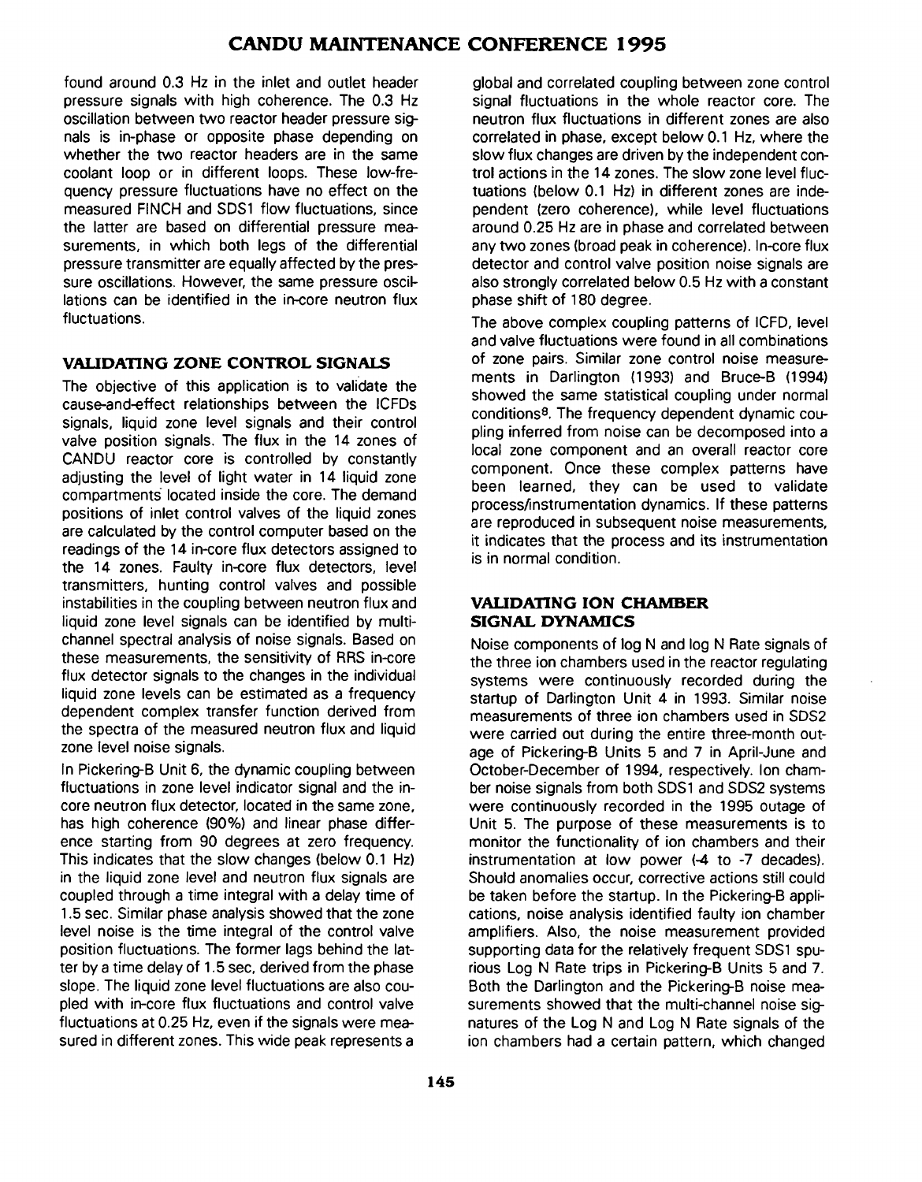found around 0.3 Hz in the inlet and outlet header pressure signals with high coherence. The 0.3 Hz oscillation between two reactor header pressure signals is in-phase or opposite phase depending on whether the two reactor headers are in the same coolant loop or in different loops. These low-frequency pressure fluctuations have no effect on the measured FINCH and SDS1 flow fluctuations, since the latter are based on differential pressure measurements, in which both legs of the differential pressure transmitter are equally affected by the pressure oscillations. However, the same pressure oscillations can be identified in the in-core neutron flux fluctuations.

## VALIDATING ZONE CONTROL SIGNALS

The objective of this application is to validate the cause-and-effect relationships between the ICFDs signals, liquid zone level signals and their control valve position signals. The flux in the 14 zones of CANDU reactor core is controlled by constantly adjusting the level of light water in 14 liquid zone compartments located inside the core. The demand positions of inlet control valves of the liquid zones are calculated by the control computer based on the readings of the 14 in-core flux detectors assigned to the 14 zones. Faulty in-core flux detectors, level transmitters, hunting control valves and possible instabilities in the coupling between neutron flux and liquid zone level signals can be identified by multi-channel spectral analysis of noise signals. Based on these measurements, the sensitivity of RRS in-core flux detector signals to the changes in the individual liquid zone levels can be estimated as a frequency dependent complex transfer function derived from the spectra of the measured neutron flux and liquid zone level noise signals.

In Pickering-B Unit 6, the dynamic coupling between fluctuations in zone level indicator signal and the in-core neutron flux detector, located in the same zone, has high coherence (90%) and linear phase difference starting from 90 degrees at zero frequency. This indicates that the slow changes (below 0.1 Hz) in the liquid zone level and neutron flux signals are coupled through a time integral with a delay time of 1.5 sec. Similar phase analysis showed that the zone level noise is the time integral of the control valve position fluctuations. The former lags behind the latter by a time delay of 1.5 sec, derived from the phase slope. The liquid zone level fluctuations are also coupled with in-core flux fluctuations and control valve fluctuations at 0.25 Hz, even if the signals were measured in different zones. This wide peak represents a global and correlated coupling between zone control signal fluctuations in the whole reactor core. The neutron flux fluctuations in different zones are also correlated in phase, except below 0.1 Hz, where the slow flux changes are driven by the independent control actions in the 14 zones. The slow zone level fluctuations (below 0.1 Hz) in different zones are independent (zero coherence), while level fluctuations around 0.25 Hz are in phase and correlated between any two zones (broad peak in coherence). In-core flux detector and control valve position noise signals are also strongly correlated below 0.5 Hz with a constant phase shift of 180 degree.

The above complex coupling patterns of ICFD, level and valve fluctuations were found in all combinations of zone pairs. Similar zone control noise measurements in Darlington (1993) and Bruce-B (1994) showed the same statistical coupling under normal conditions[8]. The frequency dependent dynamic coupling inferred from noise can be decomposed into a local zone component and an overall reactor core component. Once these complex patterns have been learned, they can be used to validate process/instrumentation dynamics. If these patterns are reproduced in subsequent noise measurements, it indicates that the process and its instrumentation is in normal condition.

## VALIDATING ION CHAMBER SIGNAL DYNAMICS

Noise components of log N and log N Rate signals of the three ion chambers used in the reactor regulating systems were continuously recorded during the startup of Darlington Unit 4 in 1993. Similar noise measurements of three ion chambers used in SDS2 were carried out during the entire three-month outage of Pickering-B Units 5 and 7 in April-June and October-December of 1994, respectively. Ion chamber noise signals from both SDS1 and SDS2 systems were continuously recorded in the 1995 outage of Unit 5. The purpose of these measurements is to monitor the functionality of ion chambers and their instrumentation at low power (-4 to -7 decades). Should anomalies occur, corrective actions still could be taken before the startup. In the Pickering-B applications, noise analysis identified faulty ion chamber amplifiers. Also, the noise measurement provided supporting data for the relatively frequent SDS1 spurious Log N Rate trips in Pickering-B Units 5 and 7. Both the Darlington and the Pickering-B noise measurements showed that the multi-channel noise signatures of the Log N and Log N Rate signals of the ion chambers had a certain pattern, which changed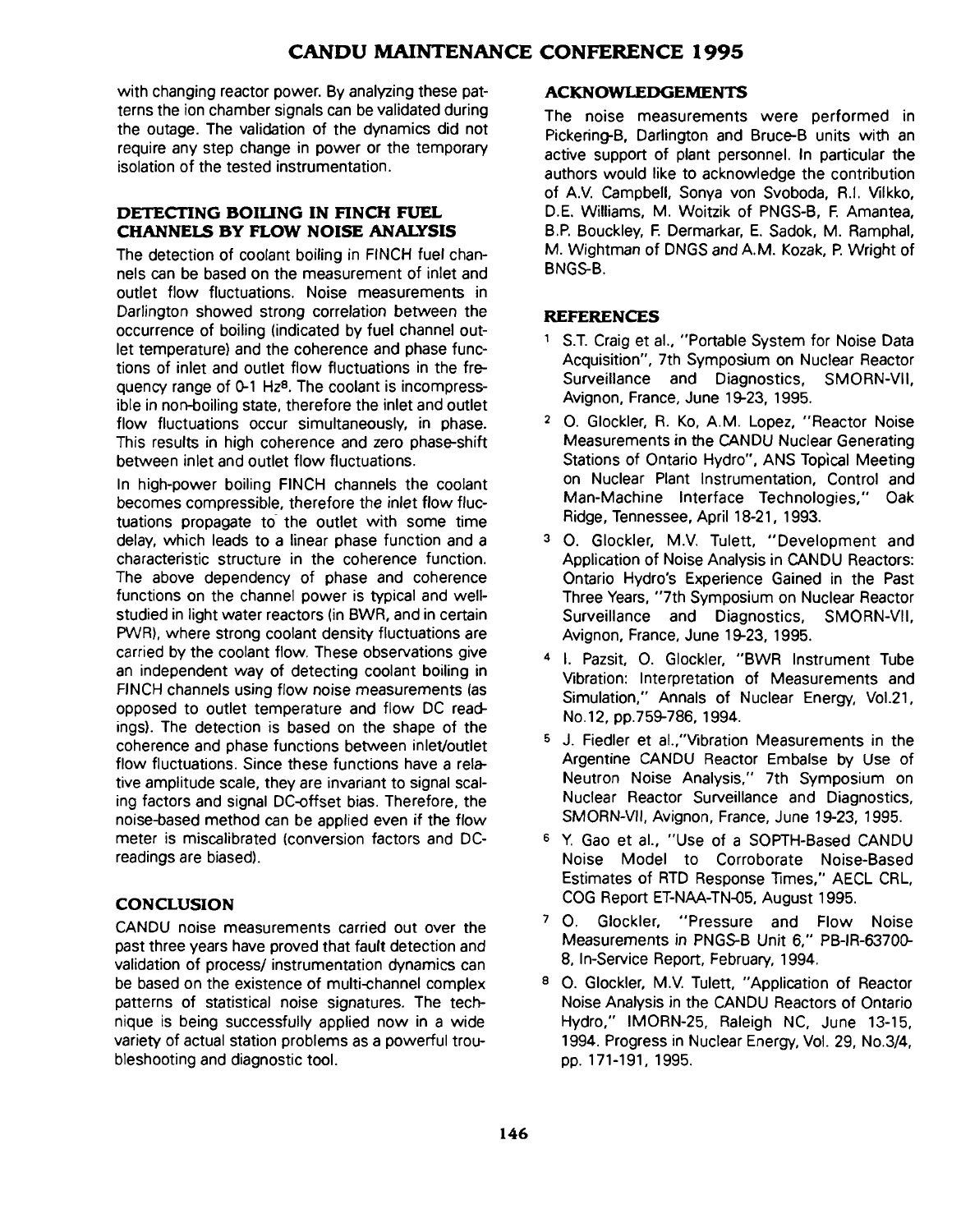with changing reactor power. By analyzing these patterns the ion chamber signals can be validated during the outage. The validation of the dynamics did not require any step change in power or the temporary isolation of the tested instrumentation.

## DETECTING BOILING IN FINCH FUEL CHANNELS BY FLOW NOISE ANALYSIS

The detection of coolant boiling in FINCH fuel channels can be based on the measurement of inlet and outlet flow fluctuations. Noise measurements in Darlington showed strong correlation between the occurrence of boiling (indicated by fuel channel outlet temperature) and the coherence and phase functions of inlet and outlet flow fluctuations in the frequency range of 0-1 Hz[8]. The coolant is incompressible in non-boiling state, therefore the inlet and outlet flow fluctuations occur simultaneously, in phase. This results in high coherence and zero phase-shift between inlet and outlet flow fluctuations.

In high-power boiling FINCH channels the coolant becomes compressible, therefore the inlet flow fluctuations propagate to the outlet with some time delay, which leads to a linear phase function and a characteristic structure in the coherence function. The above dependency of phase and coherence functions on the channel power is typical and well-studied in light water reactors (in BWR, and in certain PWR), where strong coolant density fluctuations are carried by the coolant flow. These observations give an independent way of detecting coolant boiling in FINCH channels using flow noise measurements (as opposed to outlet temperature and flow DC readings). The detection is based on the shape of the coherence and phase functions between inlet/outlet flow fluctuations. Since these functions have a relative amplitude scale, they are invariant to signal scaling factors and signal DC-offset bias. Therefore, the noise-based method can be applied even if the flow meter is miscalibrated (conversion factors and DC-readings are biased).

## CONCLUSION

CANDU noise measurements carried out over the past three years have proved that fault detection and validation of process/ instrumentation dynamics can be based on the existence of multi-channel complex patterns of statistical noise signatures. The technique is being successfully applied now in a wide variety of actual station problems as a powerful troubleshooting and diagnostic tool.

## ACKNOWLEDGEMENTS

The noise measurements were performed in Pickering-B, Darlington and Bruce-B units with an active support of plant personnel. In particular the authors would like to acknowledge the contribution of A.V. Campbell, Sonya von Svoboda, R.I. Vilkko, D.E. Williams, M. Woitzik of PNGS-B, F. Amantea, B.P. Bouckley, F. Dermarkar, E. Sadok, M. Ramphal, M. Wightman of DNGS and A.M. Kozak, P. Wright of BNGS-B.

## REFERENCES

1. S.T. Craig et al., "Portable System for Noise Data Acquisition", 7th Symposium on Nuclear Reactor Surveillance and Diagnostics, SMORN-VII, Avignon, France, June 19-23, 1995.
2. O. Glockler, R. Ko, A.M. Lopez, "Reactor Noise Measurements in the CANDU Nuclear Generating Stations of Ontario Hydro", ANS Topical Meeting on Nuclear Plant Instrumentation, Control and Man-Machine Interface Technologies," Oak Ridge, Tennessee, April 18-21, 1993.
3. O. Glockler, M.V. Tulett, "Development and Application of Noise Analysis in CANDU Reactors: Ontario Hydro's Experience Gained in the Past Three Years, "7th Symposium on Nuclear Reactor Surveillance and Diagnostics, SMORN-VII, Avignon, France, June 19-23, 1995.
4. I. Pazsit, O. Glockler, "BWR Instrument Tube Vibration: Interpretation of Measurements and Simulation," Annals of Nuclear Energy, Vol.21, No.12, pp.759-786, 1994.
5. J. Fiedler et al.,"Vibration Measurements in the Argentine CANDU Reactor Embalse by Use of Neutron Noise Analysis," 7th Symposium on Nuclear Reactor Surveillance and Diagnostics, SMORN-VII, Avignon, France, June 19-23, 1995.
6. Y. Gao et al., "Use of a SOPTH-Based CANDU Noise Model to Corroborate Noise-Based Estimates of RTD Response Times," AECL CRL, COG Report ET-NAA-TN-05, August 1995.
7. O. Glockler, "Pressure and Flow Noise Measurements in PNGS-B Unit 6," PB-IR-63700-8, In-Service Report, February, 1994.
8. O. Glockler, M.V. Tulett, "Application of Reactor Noise Analysis in the CANDU Reactors of Ontario Hydro," IMORN-25, Raleigh NC, June 13-15, 1994. Progress in Nuclear Energy, Vol. 29, No.3/4, pp. 171-191, 1995.